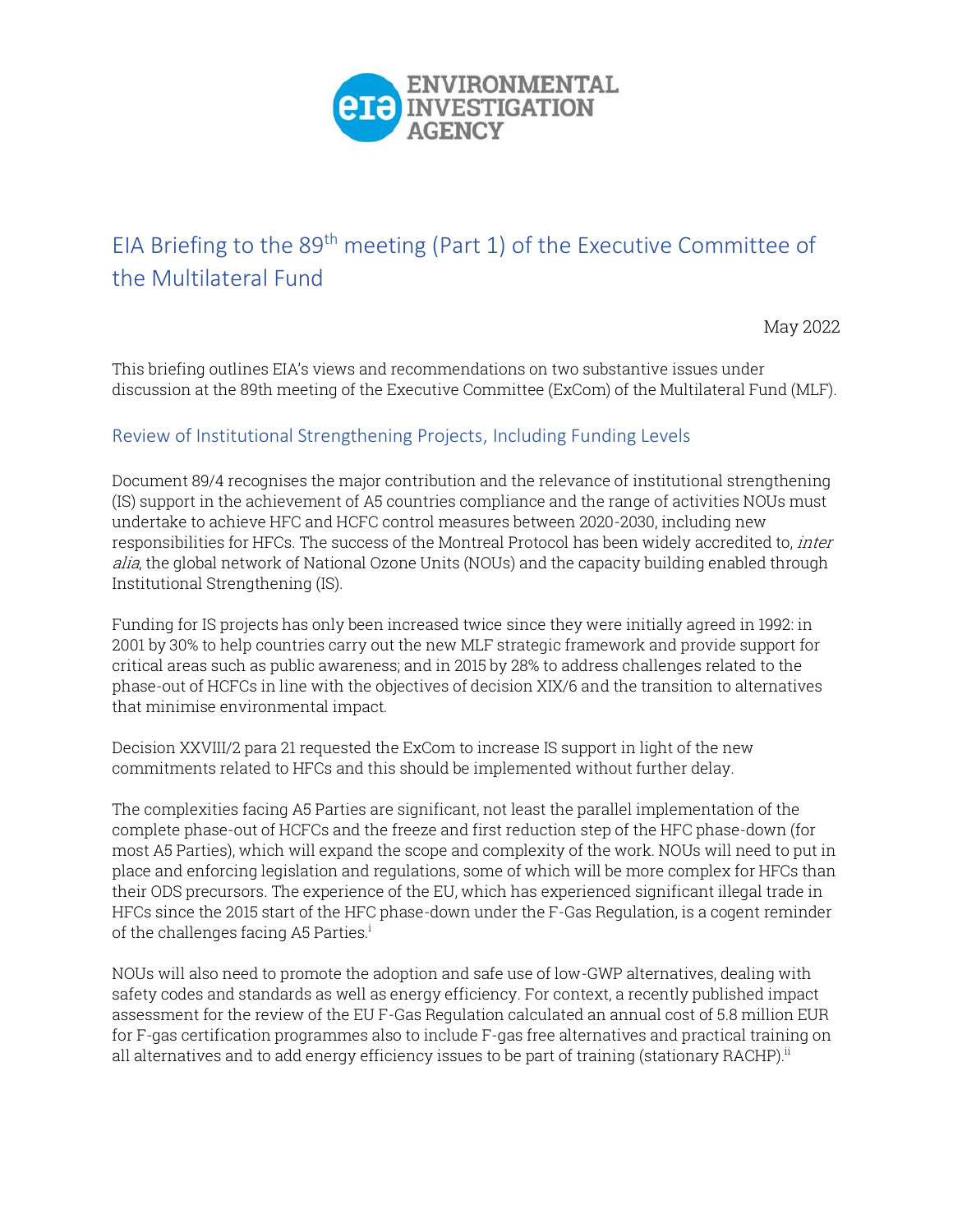# EIA Briefing to the 89th meeting (Part 1) of the Executive Committee of the Multilateral Fund

May 2022

This briefing outlines EIA's views and recommendations on two substantive issues under discussion at the 89th meeting of the Executive Committee (ExCom) of the Multilateral Fund (MLF).

## Review of Institutional Strengthening Projects, Including Funding Levels

Document 89/4 recognises the major contribution and the relevance of institutional strengthening (IS) support in the achievement of A5 countries compliance and the range of activities NOUs must undertake to achieve HFC and HCFC control measures between 2020-2030, including new responsibilities for HFCs. The success of the Montreal Protocol has been widely accredited to, *inter alia*, the global network of National Ozone Units (NOUs) and the capacity building enabled through Institutional Strengthening (IS).

Funding for IS projects has only been increased twice since they were initially agreed in 1992: in 2001 by 30% to help countries carry out the new MLF strategic framework and provide support for critical areas such as public awareness; and in 2015 by 28% to address challenges related to the phase-out of HCFCs in line with the objectives of decision XIX/6 and the transition to alternatives that minimise environmental impact.

Decision XXVIII/2 para 21 requested the ExCom to increase IS support in light of the new commitments related to HFCs and this should be implemented without further delay.

The complexities facing A5 Parties are significant, not least the parallel implementation of the complete phase-out of HCFCs and the freeze and first reduction step of the HFC phase-down (for most A5 Parties), which will expand the scope and complexity of the work. NOUs will need to put in place and enforcing legislation and regulations, some of which will be more complex for HFCs than their ODS precursors. The experience of the EU, which has experienced significant illegal trade in HFCs since the 2015 start of the HFC phase-down under the F-Gas Regulation, is a cogent reminder of the challenges facing A5 Parties.[i]

NOUs will also need to promote the adoption and safe use of low-GWP alternatives, dealing with safety codes and standards as well as energy efficiency. For context, a recently published impact assessment for the review of the EU F-Gas Regulation calculated an annual cost of 5.8 million EUR for F-gas certification programmes also to include F-gas free alternatives and practical training on all alternatives and to add energy efficiency issues to be part of training (stationary RACHP).[ii]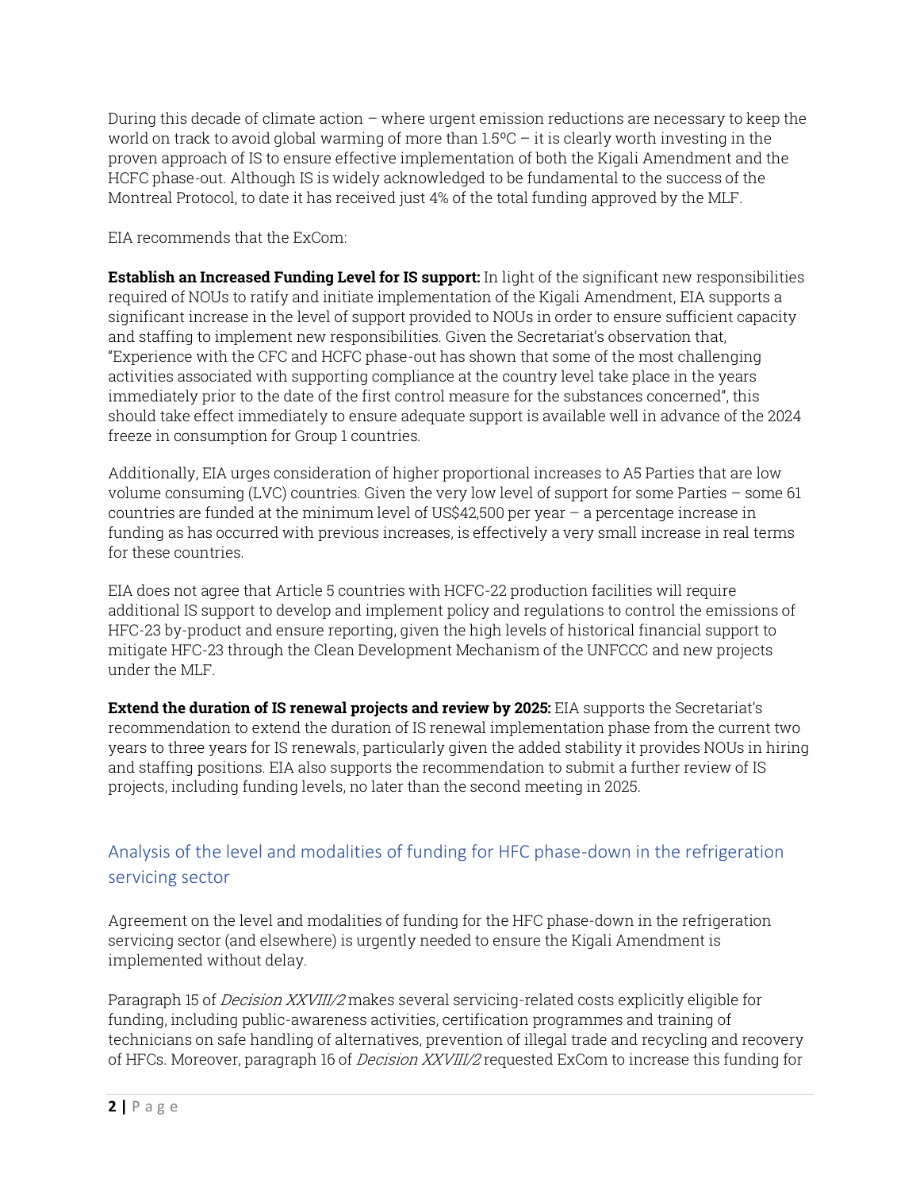During this decade of climate action – where urgent emission reductions are necessary to keep the world on track to avoid global warming of more than 1.5ºC – it is clearly worth investing in the proven approach of IS to ensure effective implementation of both the Kigali Amendment and the HCFC phase-out. Although IS is widely acknowledged to be fundamental to the success of the Montreal Protocol, to date it has received just 4% of the total funding approved by the MLF.

EIA recommends that the ExCom:

**Establish an Increased Funding Level for IS support:** In light of the significant new responsibilities required of NOUs to ratify and initiate implementation of the Kigali Amendment, EIA supports a significant increase in the level of support provided to NOUs in order to ensure sufficient capacity and staffing to implement new responsibilities. Given the Secretariat's observation that, "Experience with the CFC and HCFC phase-out has shown that some of the most challenging activities associated with supporting compliance at the country level take place in the years immediately prior to the date of the first control measure for the substances concerned", this should take effect immediately to ensure adequate support is available well in advance of the 2024 freeze in consumption for Group 1 countries.

Additionally, EIA urges consideration of higher proportional increases to A5 Parties that are low volume consuming (LVC) countries. Given the very low level of support for some Parties – some 61 countries are funded at the minimum level of US$42,500 per year – a percentage increase in funding as has occurred with previous increases, is effectively a very small increase in real terms for these countries.

EIA does not agree that Article 5 countries with HCFC-22 production facilities will require additional IS support to develop and implement policy and regulations to control the emissions of HFC-23 by-product and ensure reporting, given the high levels of historical financial support to mitigate HFC-23 through the Clean Development Mechanism of the UNFCCC and new projects under the MLF.

**Extend the duration of IS renewal projects and review by 2025:** EIA supports the Secretariat's recommendation to extend the duration of IS renewal implementation phase from the current two years to three years for IS renewals, particularly given the added stability it provides NOUs in hiring and staffing positions. EIA also supports the recommendation to submit a further review of IS projects, including funding levels, no later than the second meeting in 2025.

## Analysis of the level and modalities of funding for HFC phase-down in the refrigeration servicing sector

Agreement on the level and modalities of funding for the HFC phase-down in the refrigeration servicing sector (and elsewhere) is urgently needed to ensure the Kigali Amendment is implemented without delay.

Paragraph 15 of *Decision XXVIII/2* makes several servicing-related costs explicitly eligible for funding, including public-awareness activities, certification programmes and training of technicians on safe handling of alternatives, prevention of illegal trade and recycling and recovery of HFCs. Moreover, paragraph 16 of *Decision XXVIII/2* requested ExCom to increase this funding for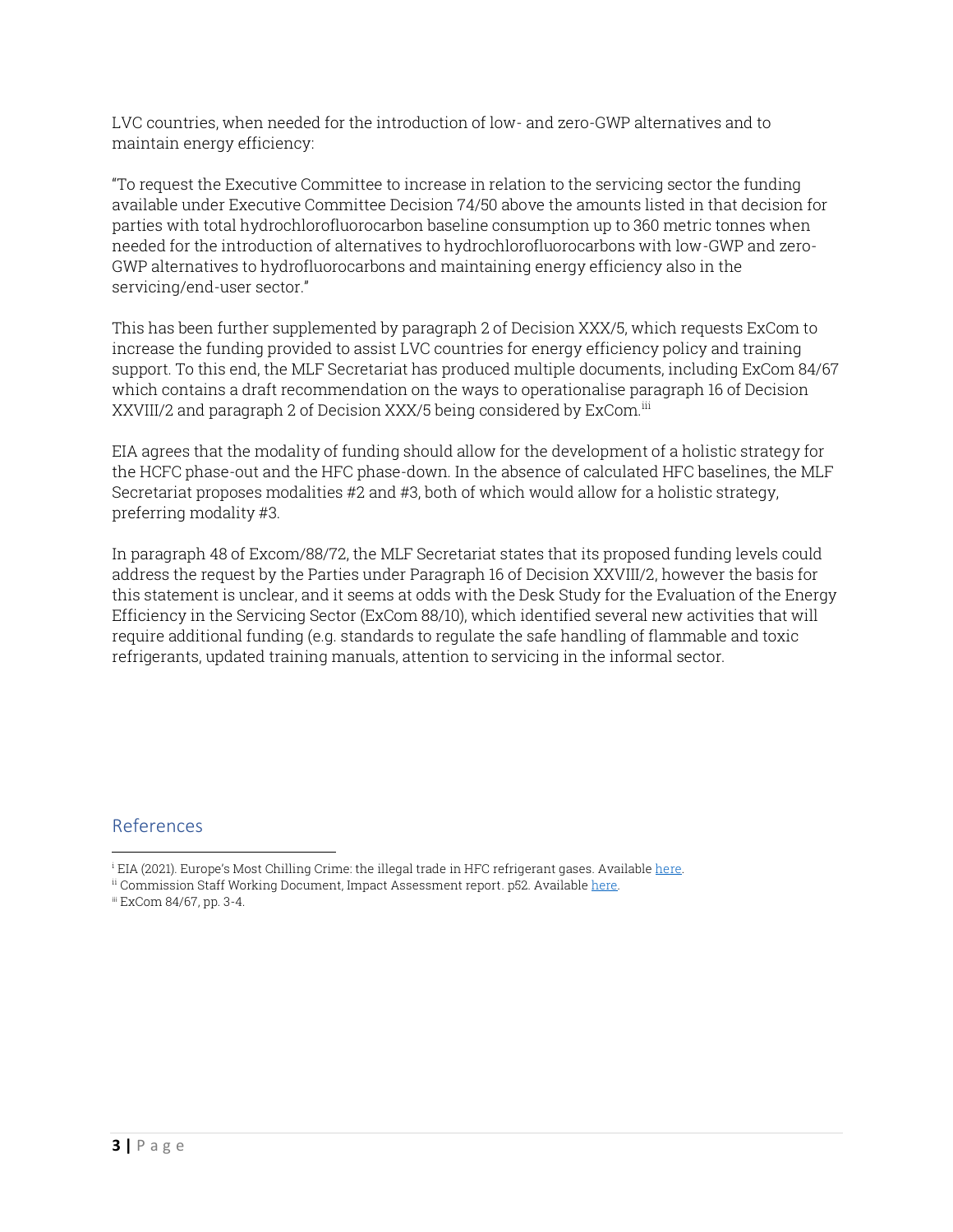LVC countries, when needed for the introduction of low- and zero-GWP alternatives and to maintain energy efficiency:

"To request the Executive Committee to increase in relation to the servicing sector the funding available under Executive Committee Decision 74/50 above the amounts listed in that decision for parties with total hydrochlorofluorocarbon baseline consumption up to 360 metric tonnes when needed for the introduction of alternatives to hydrochlorofluorocarbons with low-GWP and zero-GWP alternatives to hydrofluorocarbons and maintaining energy efficiency also in the servicing/end-user sector."

This has been further supplemented by paragraph 2 of Decision XXX/5, which requests ExCom to increase the funding provided to assist LVC countries for energy efficiency policy and training support. To this end, the MLF Secretariat has produced multiple documents, including ExCom 84/67 which contains a draft recommendation on the ways to operationalise paragraph 16 of Decision XXVIII/2 and paragraph 2 of Decision XXX/5 being considered by ExCom.[iii]

EIA agrees that the modality of funding should allow for the development of a holistic strategy for the HCFC phase-out and the HFC phase-down. In the absence of calculated HFC baselines, the MLF Secretariat proposes modalities #2 and #3, both of which would allow for a holistic strategy, preferring modality #3.

In paragraph 48 of Excom/88/72, the MLF Secretariat states that its proposed funding levels could address the request by the Parties under Paragraph 16 of Decision XXVIII/2, however the basis for this statement is unclear, and it seems at odds with the Desk Study for the Evaluation of the Energy Efficiency in the Servicing Sector (ExCom 88/10), which identified several new activities that will require additional funding (e.g. standards to regulate the safe handling of flammable and toxic refrigerants, updated training manuals, attention to servicing in the informal sector.

## References

[i] EIA (2021). Europe's Most Chilling Crime: the illegal trade in HFC refrigerant gases. Available here.

[ii] Commission Staff Working Document, Impact Assessment report. p52. Available here.

[iii] ExCom 84/67, pp. 3-4.